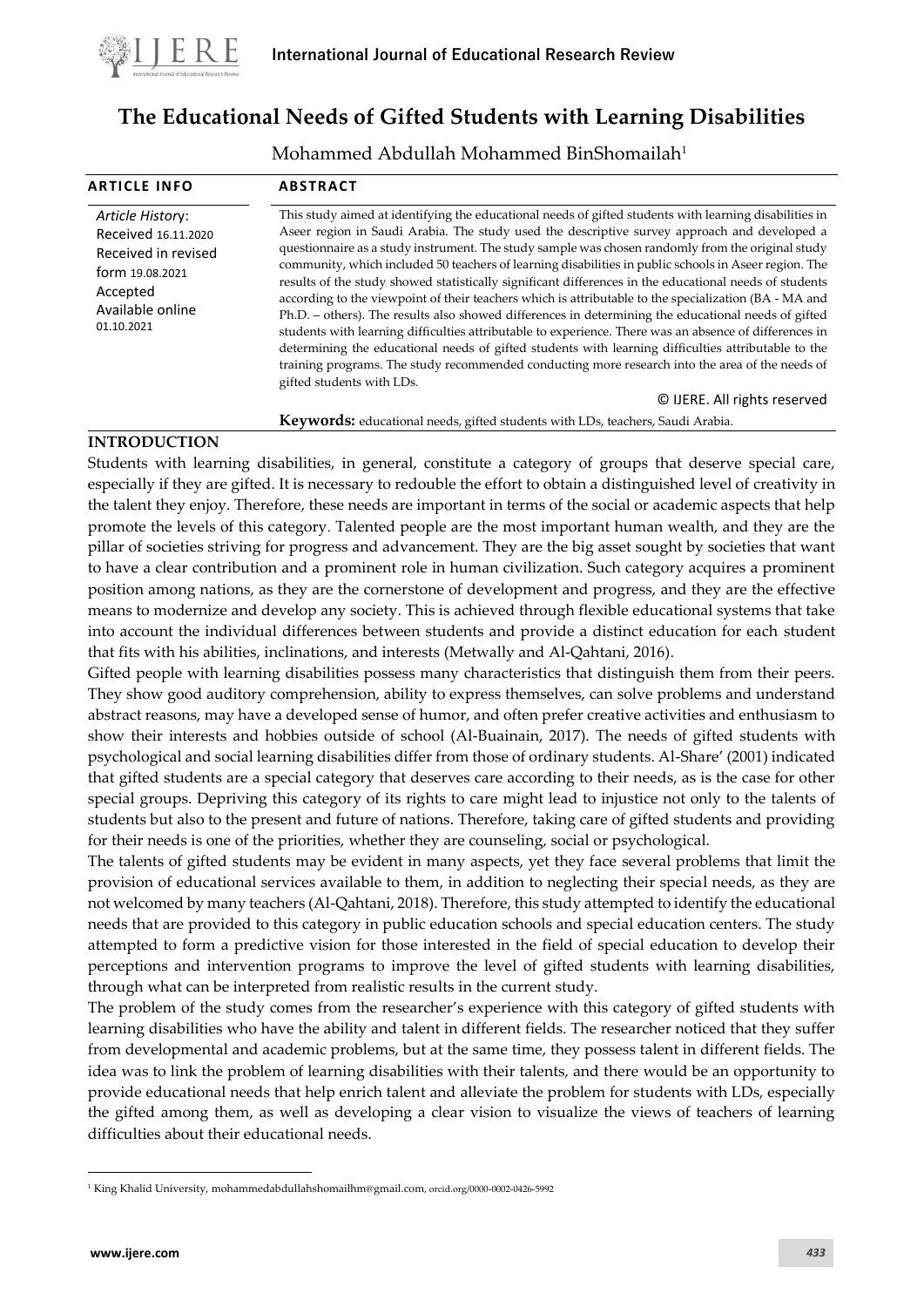# The Educational Needs of Gifted Students with Learning Disabilities

Mohammed Abdullah Mohammed BinShomailah[1]

**ARTICLE INFO**

*Article History*:
Received 16.11.2020
Received in revised form 19.08.2021
Accepted
Available online 01.10.2021

**ABSTRACT**

This study aimed at identifying the educational needs of gifted students with learning disabilities in Aseer region in Saudi Arabia. The study used the descriptive survey approach and developed a questionnaire as a study instrument. The study sample was chosen randomly from the original study community, which included 50 teachers of learning disabilities in public schools in Aseer region. The results of the study showed statistically significant differences in the educational needs of students according to the viewpoint of their teachers which is attributable to the specialization (BA - MA and Ph.D. – others). The results also showed differences in determining the educational needs of gifted students with learning difficulties attributable to experience. There was an absence of differences in determining the educational needs of gifted students with learning difficulties attributable to the training programs. The study recommended conducting more research into the area of the needs of gifted students with LDs.

© IJERE. All rights reserved

**Keywords:** educational needs, gifted students with LDs, teachers, Saudi Arabia.

## INTRODUCTION

Students with learning disabilities, in general, constitute a category of groups that deserve special care, especially if they are gifted. It is necessary to redouble the effort to obtain a distinguished level of creativity in the talent they enjoy. Therefore, these needs are important in terms of the social or academic aspects that help promote the levels of this category. Talented people are the most important human wealth, and they are the pillar of societies striving for progress and advancement. They are the big asset sought by societies that want to have a clear contribution and a prominent role in human civilization. Such category acquires a prominent position among nations, as they are the cornerstone of development and progress, and they are the effective means to modernize and develop any society. This is achieved through flexible educational systems that take into account the individual differences between students and provide a distinct education for each student that fits with his abilities, inclinations, and interests (Metwally and Al-Qahtani, 2016).

Gifted people with learning disabilities possess many characteristics that distinguish them from their peers. They show good auditory comprehension, ability to express themselves, can solve problems and understand abstract reasons, may have a developed sense of humor, and often prefer creative activities and enthusiasm to show their interests and hobbies outside of school (Al-Buainain, 2017). The needs of gifted students with psychological and social learning disabilities differ from those of ordinary students. Al-Share' (2001) indicated that gifted students are a special category that deserves care according to their needs, as is the case for other special groups. Depriving this category of its rights to care might lead to injustice not only to the talents of students but also to the present and future of nations. Therefore, taking care of gifted students and providing for their needs is one of the priorities, whether they are counseling, social or psychological.

The talents of gifted students may be evident in many aspects, yet they face several problems that limit the provision of educational services available to them, in addition to neglecting their special needs, as they are not welcomed by many teachers (Al-Qahtani, 2018). Therefore, this study attempted to identify the educational needs that are provided to this category in public education schools and special education centers. The study attempted to form a predictive vision for those interested in the field of special education to develop their perceptions and intervention programs to improve the level of gifted students with learning disabilities, through what can be interpreted from realistic results in the current study.

The problem of the study comes from the researcher's experience with this category of gifted students with learning disabilities who have the ability and talent in different fields. The researcher noticed that they suffer from developmental and academic problems, but at the same time, they possess talent in different fields. The idea was to link the problem of learning disabilities with their talents, and there would be an opportunity to provide educational needs that help enrich talent and alleviate the problem for students with LDs, especially the gifted among them, as well as developing a clear vision to visualize the views of teachers of learning difficulties about their educational needs.

[1] King Khalid University, mohammedabdullahshomailhm@gmail.com, orcid.org/0000-0002-0426-5992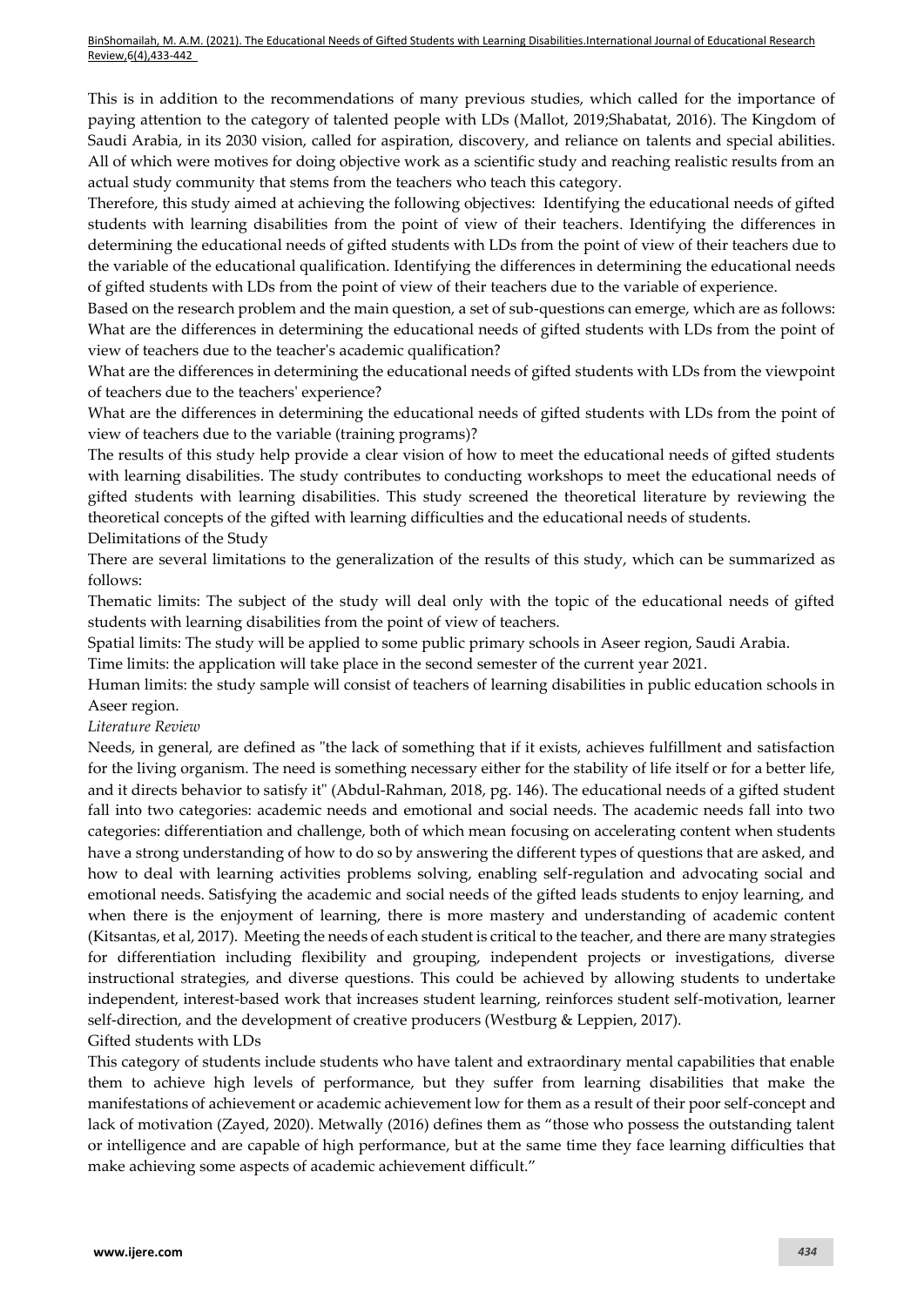This is in addition to the recommendations of many previous studies, which called for the importance of paying attention to the category of talented people with LDs (Mallot, 2019;Shabatat, 2016). The Kingdom of Saudi Arabia, in its 2030 vision, called for aspiration, discovery, and reliance on talents and special abilities. All of which were motives for doing objective work as a scientific study and reaching realistic results from an actual study community that stems from the teachers who teach this category.

Therefore, this study aimed at achieving the following objectives: Identifying the educational needs of gifted students with learning disabilities from the point of view of their teachers. Identifying the differences in determining the educational needs of gifted students with LDs from the point of view of their teachers due to the variable of the educational qualification. Identifying the differences in determining the educational needs of gifted students with LDs from the point of view of their teachers due to the variable of experience.

Based on the research problem and the main question, a set of sub-questions can emerge, which are as follows:

What are the differences in determining the educational needs of gifted students with LDs from the point of view of teachers due to the teacher's academic qualification?

What are the differences in determining the educational needs of gifted students with LDs from the viewpoint of teachers due to the teachers' experience?

What are the differences in determining the educational needs of gifted students with LDs from the point of view of teachers due to the variable (training programs)?

The results of this study help provide a clear vision of how to meet the educational needs of gifted students with learning disabilities. The study contributes to conducting workshops to meet the educational needs of gifted students with learning disabilities. This study screened the theoretical literature by reviewing the theoretical concepts of the gifted with learning difficulties and the educational needs of students.

Delimitations of the Study

There are several limitations to the generalization of the results of this study, which can be summarized as follows:

Thematic limits: The subject of the study will deal only with the topic of the educational needs of gifted students with learning disabilities from the point of view of teachers.

Spatial limits: The study will be applied to some public primary schools in Aseer region, Saudi Arabia.

Time limits: the application will take place in the second semester of the current year 2021.

Human limits: the study sample will consist of teachers of learning disabilities in public education schools in Aseer region.

*Literature Review*

Needs, in general, are defined as "the lack of something that if it exists, achieves fulfillment and satisfaction for the living organism. The need is something necessary either for the stability of life itself or for a better life, and it directs behavior to satisfy it" (Abdul-Rahman, 2018, pg. 146). The educational needs of a gifted student fall into two categories: academic needs and emotional and social needs. The academic needs fall into two categories: differentiation and challenge, both of which mean focusing on accelerating content when students have a strong understanding of how to do so by answering the different types of questions that are asked, and how to deal with learning activities problems solving, enabling self-regulation and advocating social and emotional needs. Satisfying the academic and social needs of the gifted leads students to enjoy learning, and when there is the enjoyment of learning, there is more mastery and understanding of academic content (Kitsantas, et al, 2017). Meeting the needs of each student is critical to the teacher, and there are many strategies for differentiation including flexibility and grouping, independent projects or investigations, diverse instructional strategies, and diverse questions. This could be achieved by allowing students to undertake independent, interest-based work that increases student learning, reinforces student self-motivation, learner self-direction, and the development of creative producers (Westburg & Leppien, 2017).

Gifted students with LDs

This category of students include students who have talent and extraordinary mental capabilities that enable them to achieve high levels of performance, but they suffer from learning disabilities that make the manifestations of achievement or academic achievement low for them as a result of their poor self-concept and lack of motivation (Zayed, 2020). Metwally (2016) defines them as "those who possess the outstanding talent or intelligence and are capable of high performance, but at the same time they face learning difficulties that make achieving some aspects of academic achievement difficult."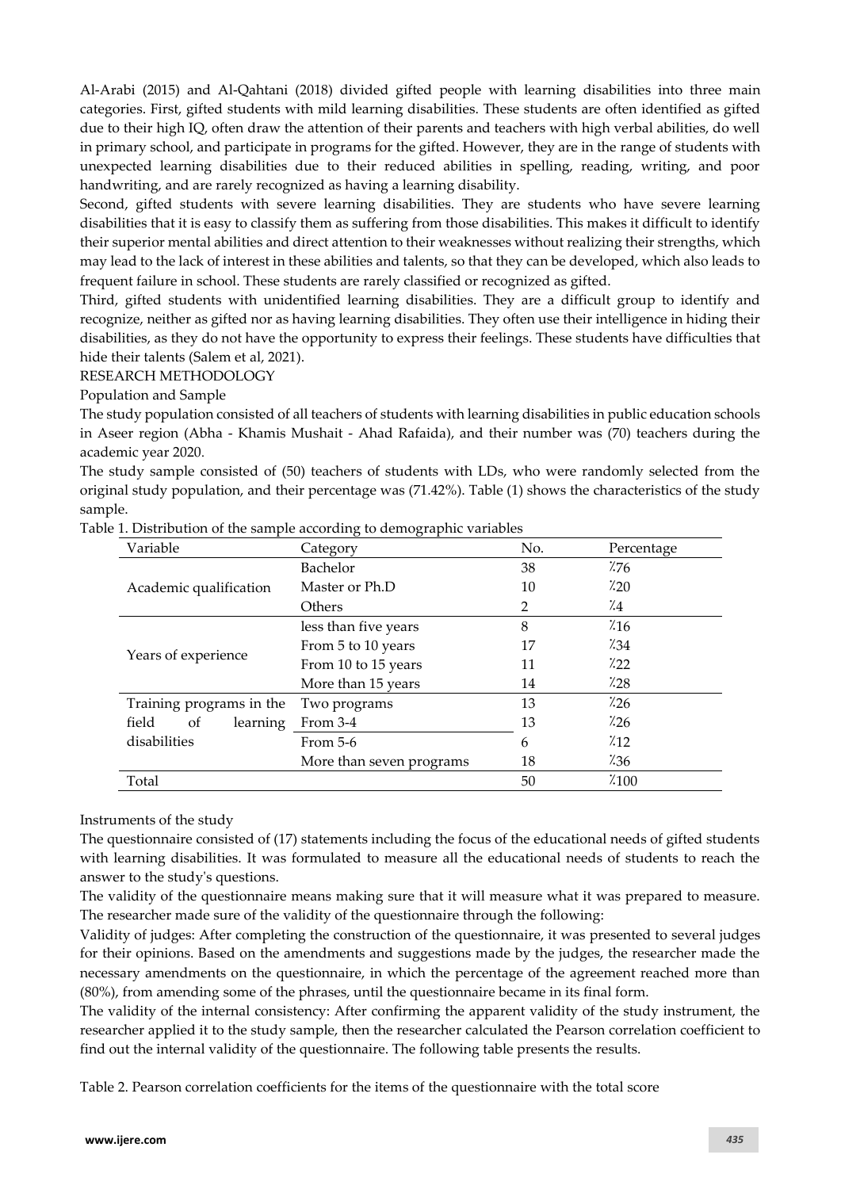Al-Arabi (2015) and Al-Qahtani (2018) divided gifted people with learning disabilities into three main categories. First, gifted students with mild learning disabilities. These students are often identified as gifted due to their high IQ, often draw the attention of their parents and teachers with high verbal abilities, do well in primary school, and participate in programs for the gifted. However, they are in the range of students with unexpected learning disabilities due to their reduced abilities in spelling, reading, writing, and poor handwriting, and are rarely recognized as having a learning disability.

Second, gifted students with severe learning disabilities. They are students who have severe learning disabilities that it is easy to classify them as suffering from those disabilities. This makes it difficult to identify their superior mental abilities and direct attention to their weaknesses without realizing their strengths, which may lead to the lack of interest in these abilities and talents, so that they can be developed, which also leads to frequent failure in school. These students are rarely classified or recognized as gifted.

Third, gifted students with unidentified learning disabilities. They are a difficult group to identify and recognize, neither as gifted nor as having learning disabilities. They often use their intelligence in hiding their disabilities, as they do not have the opportunity to express their feelings. These students have difficulties that hide their talents (Salem et al, 2021).

## RESEARCH METHODOLOGY

### Population and Sample

The study population consisted of all teachers of students with learning disabilities in public education schools in Aseer region (Abha - Khamis Mushait - Ahad Rafaida), and their number was (70) teachers during the academic year 2020.

The study sample consisted of (50) teachers of students with LDs, who were randomly selected from the original study population, and their percentage was (71.42%). Table (1) shows the characteristics of the study sample.

Table 1. Distribution of the sample according to demographic variables

| Variable | Category | No. | Percentage |
|---|---|---|---|
| Academic qualification | Bachelor | 38 | ٪76 |
| | Master or Ph.D | 10 | ٪20 |
| | Others | 2 | ٪4 |
| Years of experience | less than five years | 8 | ٪16 |
| | From 5 to 10 years | 17 | ٪34 |
| | From 10 to 15 years | 11 | ٪22 |
| | More than 15 years | 14 | ٪28 |
| Training programs in the field of learning disabilities | Two programs | 13 | ٪26 |
| | From 3-4 | 13 | ٪26 |
| | From 5-6 | 6 | ٪12 |
| | More than seven programs | 18 | ٪36 |
| Total | | 50 | ٪100 |

### Instruments of the study

The questionnaire consisted of (17) statements including the focus of the educational needs of gifted students with learning disabilities. It was formulated to measure all the educational needs of students to reach the answer to the study's questions.

The validity of the questionnaire means making sure that it will measure what it was prepared to measure. The researcher made sure of the validity of the questionnaire through the following:

Validity of judges: After completing the construction of the questionnaire, it was presented to several judges for their opinions. Based on the amendments and suggestions made by the judges, the researcher made the necessary amendments on the questionnaire, in which the percentage of the agreement reached more than (80%), from amending some of the phrases, until the questionnaire became in its final form.

The validity of the internal consistency: After confirming the apparent validity of the study instrument, the researcher applied it to the study sample, then the researcher calculated the Pearson correlation coefficient to find out the internal validity of the questionnaire. The following table presents the results.

Table 2. Pearson correlation coefficients for the items of the questionnaire with the total score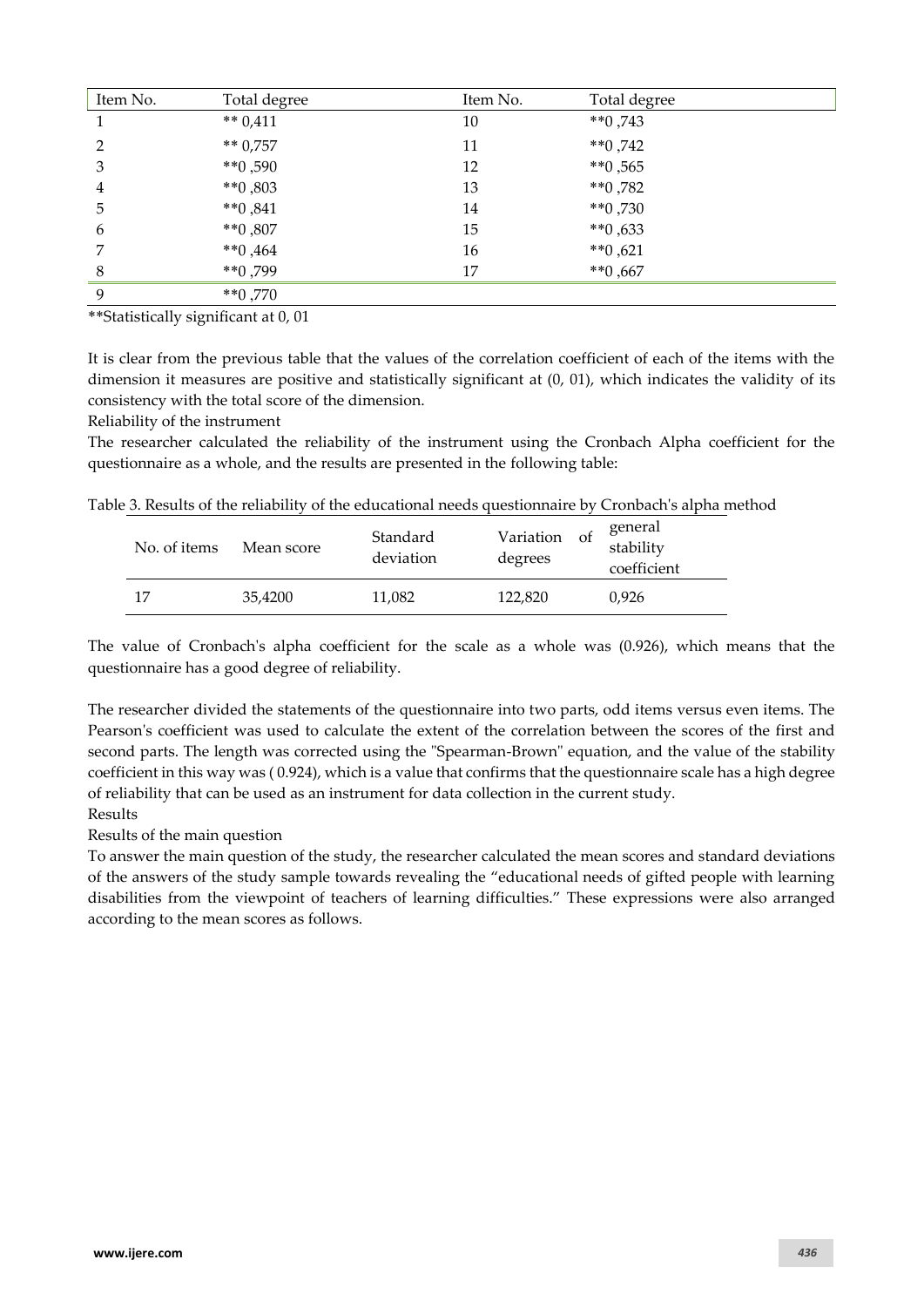| Item No. | Total degree | Item No. | Total degree |
| --- | --- | --- | --- |
| 1 | ** 0,411 | 10 | **0 ,743 |
| 2 | ** 0,757 | 11 | **0 ,742 |
| 3 | **0 ,590 | 12 | **0 ,565 |
| 4 | **0 ,803 | 13 | **0 ,782 |
| 5 | **0 ,841 | 14 | **0 ,730 |
| 6 | **0 ,807 | 15 | **0 ,633 |
| 7 | **0 ,464 | 16 | **0 ,621 |
| 8 | **0 ,799 | 17 | **0 ,667 |
| 9 | **0 ,770 | | |

**Statistically significant at 0, 01

It is clear from the previous table that the values of the correlation coefficient of each of the items with the dimension it measures are positive and statistically significant at (0, 01), which indicates the validity of its consistency with the total score of the dimension.

Reliability of the instrument

The researcher calculated the reliability of the instrument using the Cronbach Alpha coefficient for the questionnaire as a whole, and the results are presented in the following table:

Table 3. Results of the reliability of the educational needs questionnaire by Cronbach's alpha method

| No. of items | Mean score | Standard deviation | Variation of degrees | general stability coefficient |
| --- | --- | --- | --- | --- |
| 17 | 35,4200 | 11,082 | 122,820 | 0,926 |

The value of Cronbach's alpha coefficient for the scale as a whole was (0.926), which means that the questionnaire has a good degree of reliability.

The researcher divided the statements of the questionnaire into two parts, odd items versus even items. The Pearson's coefficient was used to calculate the extent of the correlation between the scores of the first and second parts. The length was corrected using the "Spearman-Brown" equation, and the value of the stability coefficient in this way was ( 0.924), which is a value that confirms that the questionnaire scale has a high degree of reliability that can be used as an instrument for data collection in the current study.

Results

Results of the main question

To answer the main question of the study, the researcher calculated the mean scores and standard deviations of the answers of the study sample towards revealing the "educational needs of gifted people with learning disabilities from the viewpoint of teachers of learning difficulties." These expressions were also arranged according to the mean scores as follows.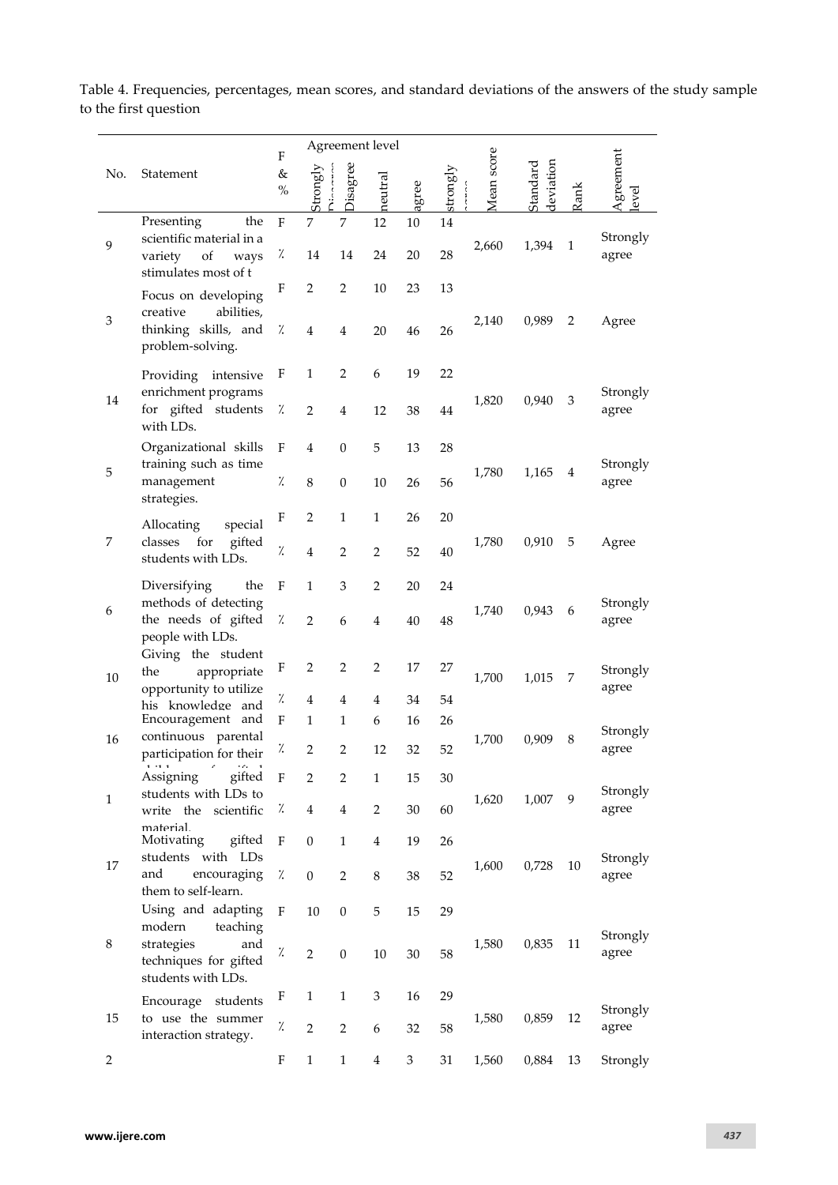Table 4. Frequencies, percentages, mean scores, and standard deviations of the answers of the study sample to the first question

| No. | Statement | F & % | Agreement level | | | | | Mean score | Standard deviation | Rank | Agreement level |
|---|---|---|---|---|---|---|---|---|---|---|---|
| | | | Strongly Disagree | Disagree | neutral | agree | strongly agree | | | | |
| 9 | Presenting the scientific material in a variety of ways stimulates most of t | F | 7 | 7 | 12 | 10 | 14 | 2,660 | 1,394 | 1 | Strongly agree |
| | | ٪ | 14 | 14 | 24 | 20 | 28 | | | | |
| 3 | Focus on developing creative abilities, thinking skills, and problem-solving. | F | 2 | 2 | 10 | 23 | 13 | 2,140 | 0,989 | 2 | Agree |
| | | ٪ | 4 | 4 | 20 | 46 | 26 | | | | |
| 14 | Providing intensive enrichment programs for gifted students with LDs. | F | 1 | 2 | 6 | 19 | 22 | 1,820 | 0,940 | 3 | Strongly agree |
| | | ٪ | 2 | 4 | 12 | 38 | 44 | | | | |
| 5 | Organizational skills training such as time management strategies. | F | 4 | 0 | 5 | 13 | 28 | 1,780 | 1,165 | 4 | Strongly agree |
| | | ٪ | 8 | 0 | 10 | 26 | 56 | | | | |
| 7 | Allocating special classes for gifted students with LDs. | F | 2 | 1 | 1 | 26 | 20 | 1,780 | 0,910 | 5 | Agree |
| | | ٪ | 4 | 2 | 2 | 52 | 40 | | | | |
| 6 | Diversifying the methods of detecting the needs of gifted people with LDs. | F | 1 | 3 | 2 | 20 | 24 | 1,740 | 0,943 | 6 | Strongly agree |
| | | ٪ | 2 | 6 | 4 | 40 | 48 | | | | |
| 10 | Giving the student the appropriate opportunity to utilize his knowledge and | F | 2 | 2 | 2 | 17 | 27 | 1,700 | 1,015 | 7 | Strongly agree |
| | | ٪ | 4 | 4 | 4 | 34 | 54 | | | | |
| 16 | Encouragement and continuous parental participation for their children of gifted | F | 1 | 1 | 6 | 16 | 26 | 1,700 | 0,909 | 8 | Strongly agree |
| | | ٪ | 2 | 2 | 12 | 32 | 52 | | | | |
| 1 | Assigning gifted students with LDs to write the scientific material. | F | 2 | 2 | 1 | 15 | 30 | 1,620 | 1,007 | 9 | Strongly agree |
| | | ٪ | 4 | 4 | 2 | 30 | 60 | | | | |
| 17 | Motivating gifted students with LDs and encouraging them to self-learn. | F | 0 | 1 | 4 | 19 | 26 | 1,600 | 0,728 | 10 | Strongly agree |
| | | ٪ | 0 | 2 | 8 | 38 | 52 | | | | |
| 8 | Using and adapting modern teaching strategies and techniques for gifted students with LDs. | F | 10 | 0 | 5 | 15 | 29 | 1,580 | 0,835 | 11 | Strongly agree |
| | | ٪ | 2 | 0 | 10 | 30 | 58 | | | | |
| 15 | Encourage students to use the summer interaction strategy. | F | 1 | 1 | 3 | 16 | 29 | 1,580 | 0,859 | 12 | Strongly agree |
| | | ٪ | 2 | 2 | 6 | 32 | 58 | | | | |
| 2 | | F | 1 | 1 | 4 | 3 | 31 | 1,560 | 0,884 | 13 | Strongly |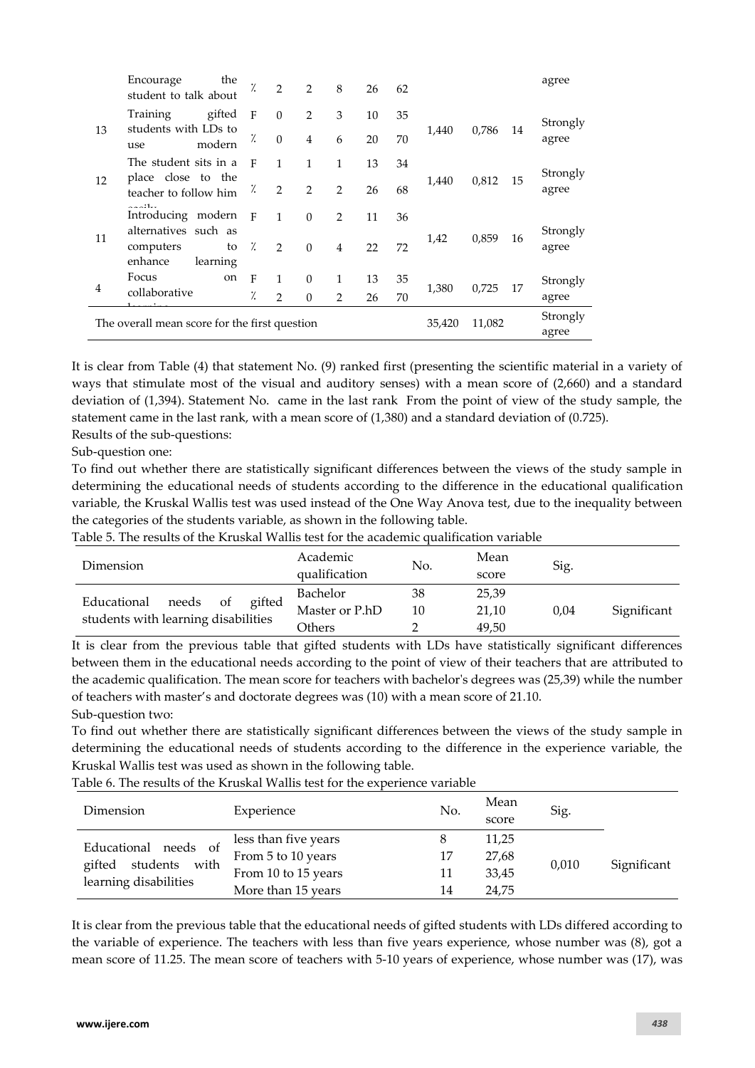| | | | | | | | | | | | |
|---|---|---|---|---|---|---|---|---|---|---|---|
| | Encourage the student to talk about | ٪ | 2 | 2 | 8 | 26 | 62 | | | | agree |
| 13 | Training gifted students with LDs to use modern | F | 0 | 2 | 3 | 10 | 35 | 1,440 | 0,786 | 14 | Strongly agree |
| | | ٪ | 0 | 4 | 6 | 20 | 70 | | | | |
| 12 | The student sits in a place close to the teacher to follow him easily | F | 1 | 1 | 1 | 13 | 34 | 1,440 | 0,812 | 15 | Strongly agree |
| | | ٪ | 2 | 2 | 2 | 26 | 68 | | | | |
| 11 | Introducing modern alternatives such as computers to enhance learning | F | 1 | 0 | 2 | 11 | 36 | 1,42 | 0,859 | 16 | Strongly agree |
| | | ٪ | 2 | 0 | 4 | 22 | 72 | | | | |
| 4 | Focus on collaborative learning | F | 1 | 0 | 1 | 13 | 35 | 1,380 | 0,725 | 17 | Strongly agree |
| | | ٪ | 2 | 0 | 2 | 26 | 70 | | | | |
| The overall mean score for the first question | | | | | | | | 35,420 | 11,082 | | Strongly agree |

It is clear from Table (4) that statement No. (9) ranked first (presenting the scientific material in a variety of ways that stimulate most of the visual and auditory senses) with a mean score of (2,660) and a standard deviation of (1,394). Statement No. came in the last rank From the point of view of the study sample, the statement came in the last rank, with a mean score of (1,380) and a standard deviation of (0.725).

Results of the sub-questions:

Sub-question one:

To find out whether there are statistically significant differences between the views of the study sample in determining the educational needs of students according to the difference in the educational qualification variable, the Kruskal Wallis test was used instead of the One Way Anova test, due to the inequality between the categories of the students variable, as shown in the following table.

Table 5. The results of the Kruskal Wallis test for the academic qualification variable

| Dimension | Academic qualification | No. | Mean score | Sig. | |
|---|---|---|---|---|---|
| Educational needs of gifted students with learning disabilities | Bachelor | 38 | 25,39 | 0,04 | Significant |
| | Master or P.hD | 10 | 21,10 | | |
| | Others | 2 | 49,50 | | |

It is clear from the previous table that gifted students with LDs have statistically significant differences between them in the educational needs according to the point of view of their teachers that are attributed to the academic qualification. The mean score for teachers with bachelor's degrees was (25,39) while the number of teachers with master's and doctorate degrees was (10) with a mean score of 21.10.

Sub-question two:

To find out whether there are statistically significant differences between the views of the study sample in determining the educational needs of students according to the difference in the experience variable, the Kruskal Wallis test was used as shown in the following table.

Table 6. The results of the Kruskal Wallis test for the experience variable

| Dimension | Experience | No. | Mean score | Sig. | |
|---|---|---|---|---|---|
| Educational needs of gifted students with learning disabilities | less than five years | 8 | 11,25 | 0,010 | Significant |
| | From 5 to 10 years | 17 | 27,68 | | |
| | From 10 to 15 years | 11 | 33,45 | | |
| | More than 15 years | 14 | 24,75 | | |

It is clear from the previous table that the educational needs of gifted students with LDs differed according to the variable of experience. The teachers with less than five years experience, whose number was (8), got a mean score of 11.25. The mean score of teachers with 5-10 years of experience, whose number was (17), was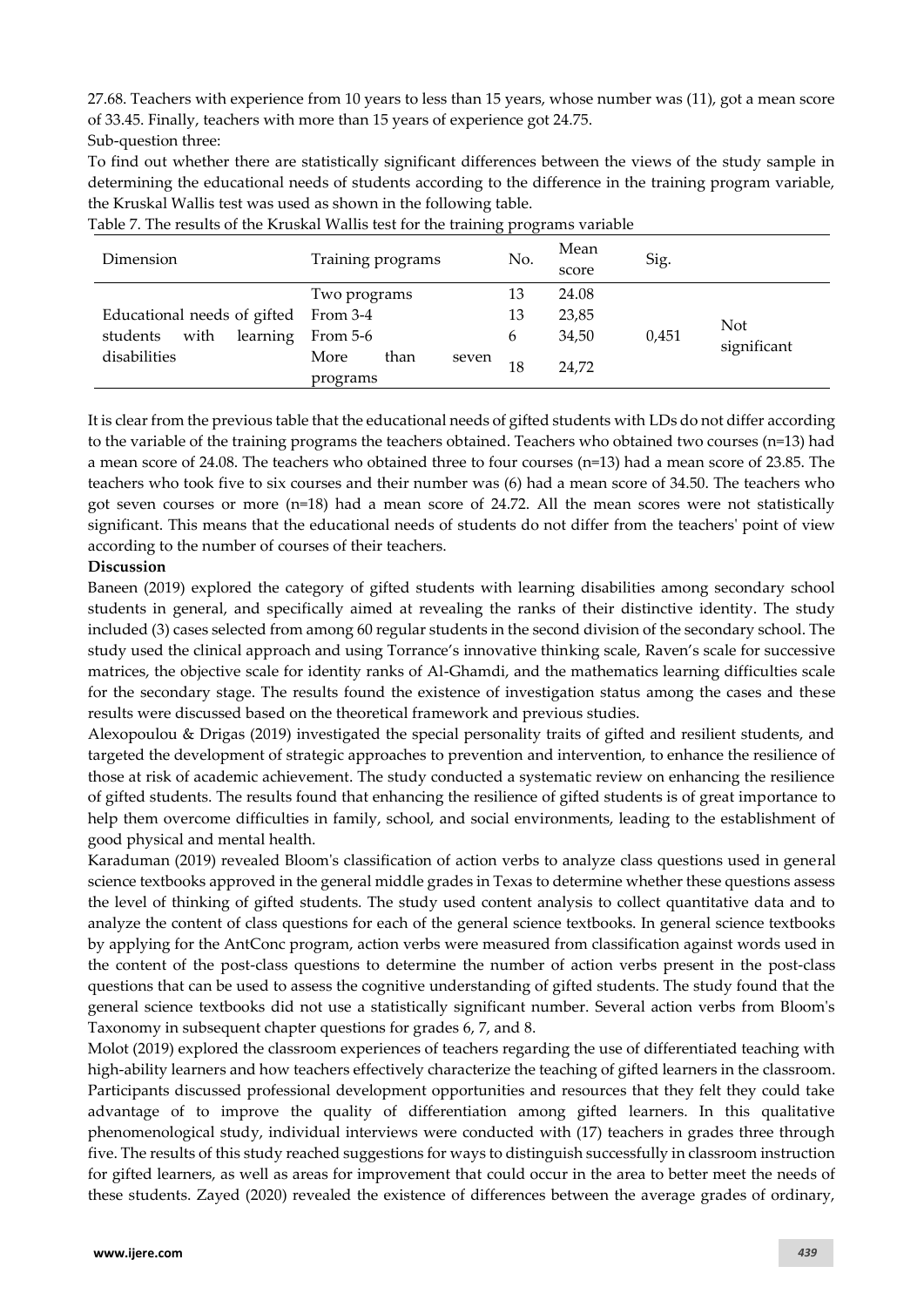27.68. Teachers with experience from 10 years to less than 15 years, whose number was (11), got a mean score of 33.45. Finally, teachers with more than 15 years of experience got 24.75.

Sub-question three:

To find out whether there are statistically significant differences between the views of the study sample in determining the educational needs of students according to the difference in the training program variable, the Kruskal Wallis test was used as shown in the following table.

Table 7. The results of the Kruskal Wallis test for the training programs variable

| Dimension | Training programs | No. | Mean score | Sig. | |
|---|---|---|---|---|---|
| Educational needs of gifted students with learning disabilities | Two programs | 13 | 24.08 | 0,451 | Not significant |
| | From 3-4 | 13 | 23,85 | | |
| | From 5-6 | 6 | 34,50 | | |
| | More than seven programs | 18 | 24,72 | | |

It is clear from the previous table that the educational needs of gifted students with LDs do not differ according to the variable of the training programs the teachers obtained. Teachers who obtained two courses (n=13) had a mean score of 24.08. The teachers who obtained three to four courses (n=13) had a mean score of 23.85. The teachers who took five to six courses and their number was (6) had a mean score of 34.50. The teachers who got seven courses or more (n=18) had a mean score of 24.72. All the mean scores were not statistically significant. This means that the educational needs of students do not differ from the teachers' point of view according to the number of courses of their teachers.

**Discussion**

Baneen (2019) explored the category of gifted students with learning disabilities among secondary school students in general, and specifically aimed at revealing the ranks of their distinctive identity. The study included (3) cases selected from among 60 regular students in the second division of the secondary school. The study used the clinical approach and using Torrance's innovative thinking scale, Raven's scale for successive matrices, the objective scale for identity ranks of Al-Ghamdi, and the mathematics learning difficulties scale for the secondary stage. The results found the existence of investigation status among the cases and these results were discussed based on the theoretical framework and previous studies.

Alexopoulou & Drigas (2019) investigated the special personality traits of gifted and resilient students, and targeted the development of strategic approaches to prevention and intervention, to enhance the resilience of those at risk of academic achievement. The study conducted a systematic review on enhancing the resilience of gifted students. The results found that enhancing the resilience of gifted students is of great importance to help them overcome difficulties in family, school, and social environments, leading to the establishment of good physical and mental health.

Karaduman (2019) revealed Bloom's classification of action verbs to analyze class questions used in general science textbooks approved in the general middle grades in Texas to determine whether these questions assess the level of thinking of gifted students. The study used content analysis to collect quantitative data and to analyze the content of class questions for each of the general science textbooks. In general science textbooks by applying for the AntConc program, action verbs were measured from classification against words used in the content of the post-class questions to determine the number of action verbs present in the post-class questions that can be used to assess the cognitive understanding of gifted students. The study found that the general science textbooks did not use a statistically significant number. Several action verbs from Bloom's Taxonomy in subsequent chapter questions for grades 6, 7, and 8.

Molot (2019) explored the classroom experiences of teachers regarding the use of differentiated teaching with high-ability learners and how teachers effectively characterize the teaching of gifted learners in the classroom. Participants discussed professional development opportunities and resources that they felt they could take advantage of to improve the quality of differentiation among gifted learners. In this qualitative phenomenological study, individual interviews were conducted with (17) teachers in grades three through five. The results of this study reached suggestions for ways to distinguish successfully in classroom instruction for gifted learners, as well as areas for improvement that could occur in the area to better meet the needs of these students. Zayed (2020) revealed the existence of differences between the average grades of ordinary,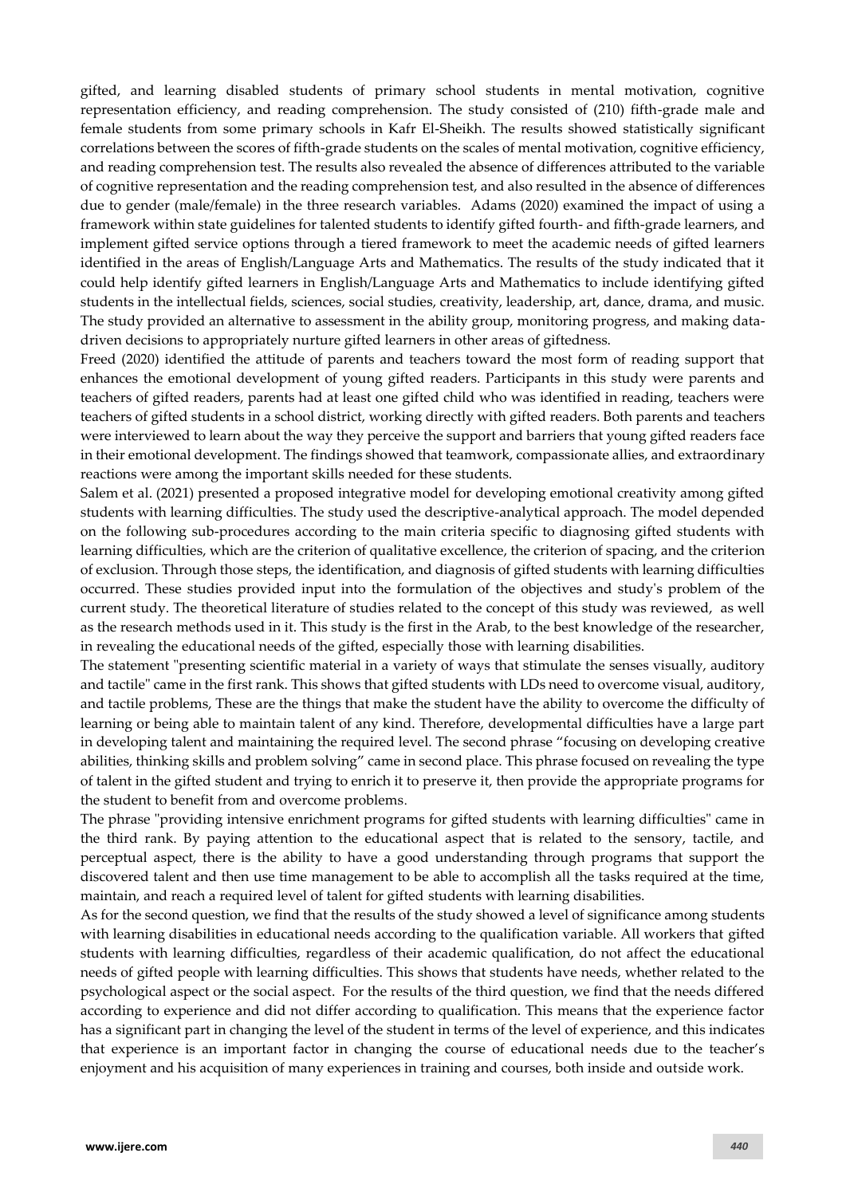gifted, and learning disabled students of primary school students in mental motivation, cognitive representation efficiency, and reading comprehension. The study consisted of (210) fifth-grade male and female students from some primary schools in Kafr El-Sheikh. The results showed statistically significant correlations between the scores of fifth-grade students on the scales of mental motivation, cognitive efficiency, and reading comprehension test. The results also revealed the absence of differences attributed to the variable of cognitive representation and the reading comprehension test, and also resulted in the absence of differences due to gender (male/female) in the three research variables. Adams (2020) examined the impact of using a framework within state guidelines for talented students to identify gifted fourth- and fifth-grade learners, and implement gifted service options through a tiered framework to meet the academic needs of gifted learners identified in the areas of English/Language Arts and Mathematics. The results of the study indicated that it could help identify gifted learners in English/Language Arts and Mathematics to include identifying gifted students in the intellectual fields, sciences, social studies, creativity, leadership, art, dance, drama, and music. The study provided an alternative to assessment in the ability group, monitoring progress, and making data-driven decisions to appropriately nurture gifted learners in other areas of giftedness.

Freed (2020) identified the attitude of parents and teachers toward the most form of reading support that enhances the emotional development of young gifted readers. Participants in this study were parents and teachers of gifted readers, parents had at least one gifted child who was identified in reading, teachers were teachers of gifted students in a school district, working directly with gifted readers. Both parents and teachers were interviewed to learn about the way they perceive the support and barriers that young gifted readers face in their emotional development. The findings showed that teamwork, compassionate allies, and extraordinary reactions were among the important skills needed for these students.

Salem et al. (2021) presented a proposed integrative model for developing emotional creativity among gifted students with learning difficulties. The study used the descriptive-analytical approach. The model depended on the following sub-procedures according to the main criteria specific to diagnosing gifted students with learning difficulties, which are the criterion of qualitative excellence, the criterion of spacing, and the criterion of exclusion. Through those steps, the identification, and diagnosis of gifted students with learning difficulties occurred. These studies provided input into the formulation of the objectives and study's problem of the current study. The theoretical literature of studies related to the concept of this study was reviewed, as well as the research methods used in it. This study is the first in the Arab, to the best knowledge of the researcher, in revealing the educational needs of the gifted, especially those with learning disabilities.

The statement "presenting scientific material in a variety of ways that stimulate the senses visually, auditory and tactile" came in the first rank. This shows that gifted students with LDs need to overcome visual, auditory, and tactile problems, These are the things that make the student have the ability to overcome the difficulty of learning or being able to maintain talent of any kind. Therefore, developmental difficulties have a large part in developing talent and maintaining the required level. The second phrase "focusing on developing creative abilities, thinking skills and problem solving" came in second place. This phrase focused on revealing the type of talent in the gifted student and trying to enrich it to preserve it, then provide the appropriate programs for the student to benefit from and overcome problems.

The phrase "providing intensive enrichment programs for gifted students with learning difficulties" came in the third rank. By paying attention to the educational aspect that is related to the sensory, tactile, and perceptual aspect, there is the ability to have a good understanding through programs that support the discovered talent and then use time management to be able to accomplish all the tasks required at the time, maintain, and reach a required level of talent for gifted students with learning disabilities.

As for the second question, we find that the results of the study showed a level of significance among students with learning disabilities in educational needs according to the qualification variable. All workers that gifted students with learning difficulties, regardless of their academic qualification, do not affect the educational needs of gifted people with learning difficulties. This shows that students have needs, whether related to the psychological aspect or the social aspect. For the results of the third question, we find that the needs differed according to experience and did not differ according to qualification. This means that the experience factor has a significant part in changing the level of the student in terms of the level of experience, and this indicates that experience is an important factor in changing the course of educational needs due to the teacher's enjoyment and his acquisition of many experiences in training and courses, both inside and outside work.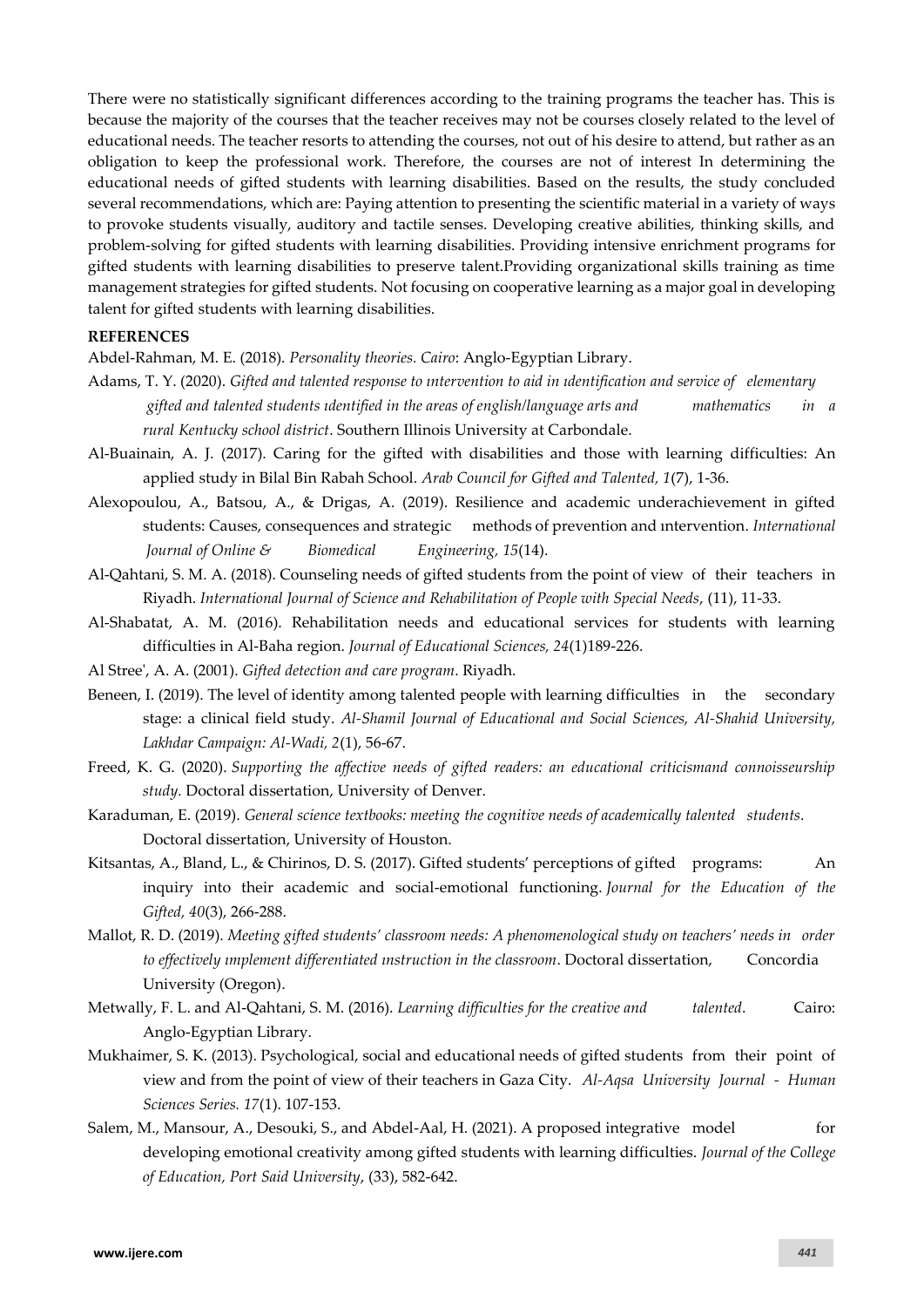There were no statistically significant differences according to the training programs the teacher has. This is because the majority of the courses that the teacher receives may not be courses closely related to the level of educational needs. The teacher resorts to attending the courses, not out of his desire to attend, but rather as an obligation to keep the professional work. Therefore, the courses are not of interest In determining the educational needs of gifted students with learning disabilities. Based on the results, the study concluded several recommendations, which are: Paying attention to presenting the scientific material in a variety of ways to provoke students visually, auditory and tactile senses. Developing creative abilities, thinking skills, and problem-solving for gifted students with learning disabilities. Providing intensive enrichment programs for gifted students with learning disabilities to preserve talent.Providing organizational skills training as time management strategies for gifted students. Not focusing on cooperative learning as a major goal in developing talent for gifted students with learning disabilities.

**REFERENCES**

Abdel-Rahman, M. E. (2018). *Personality theories. Cairo*: Anglo-Egyptian Library.

Adams, T. Y. (2020). *Gifted and talented response to ıntervention to aid in ıdentification and service of elementary gifted and talented students ıdentified in the areas of english/language arts and mathematics in a rural Kentucky school district*. Southern Illinois University at Carbondale.

Al-Buainain, A. J. (2017). Caring for the gifted with disabilities and those with learning difficulties: An applied study in Bilal Bin Rabah School. *Arab Council for Gifted and Talented, 1*(7), 1-36.

Alexopoulou, A., Batsou, A., & Drigas, A. (2019). Resilience and academic underachievement in gifted students: Causes, consequences and strategic methods of prevention and ıntervention. *International Journal of Online & Biomedical Engineering, 15*(14).

Al-Qahtani, S. M. A. (2018). Counseling needs of gifted students from the point of view of their teachers in Riyadh. *International Journal of Science and Rehabilitation of People with Special Needs*, (11), 11-33.

Al-Shabatat, A. M. (2016). Rehabilitation needs and educational services for students with learning difficulties in Al-Baha region. *Journal of Educational Sciences, 24*(1)189-226.

Al Stree', A. A. (2001). *Gifted detection and care program*. Riyadh.

Beneen, I. (2019). The level of identity among talented people with learning difficulties in the secondary stage: a clinical field study. *Al-Shamil Journal of Educational and Social Sciences, Al-Shahid University, Lakhdar Campaign: Al-Wadi, 2*(1), 56-67.

Freed, K. G. (2020). *Supporting the affective needs of gifted readers: an educational criticismand connoisseurship study.* Doctoral dissertation, University of Denver.

Karaduman, E. (2019). *General science textbooks: meeting the cognitive needs of academically talented students*. Doctoral dissertation, University of Houston.

Kitsantas, A., Bland, L., & Chirinos, D. S. (2017). Gifted students' perceptions of gifted programs: An inquiry into their academic and social-emotional functioning. *Journal for the Education of the Gifted, 40*(3), 266-288.

Mallot, R. D. (2019). *Meeting gifted students' classroom needs: A phenomenological study on teachers' needs in order to effectively ımplement differentiated ınstruction in the classroom*. Doctoral dissertation, Concordia University (Oregon).

Metwally, F. L. and Al-Qahtani, S. M. (2016). *Learning difficulties for the creative and talented*. Cairo: Anglo-Egyptian Library.

Mukhaimer, S. K. (2013). Psychological, social and educational needs of gifted students from their point of view and from the point of view of their teachers in Gaza City. *Al-Aqsa University Journal - Human Sciences Series. 17*(1). 107-153.

Salem, M., Mansour, A., Desouki, S., and Abdel-Aal, H. (2021). A proposed integrative model for developing emotional creativity among gifted students with learning difficulties. *Journal of the College of Education, Port Said University*, (33), 582-642.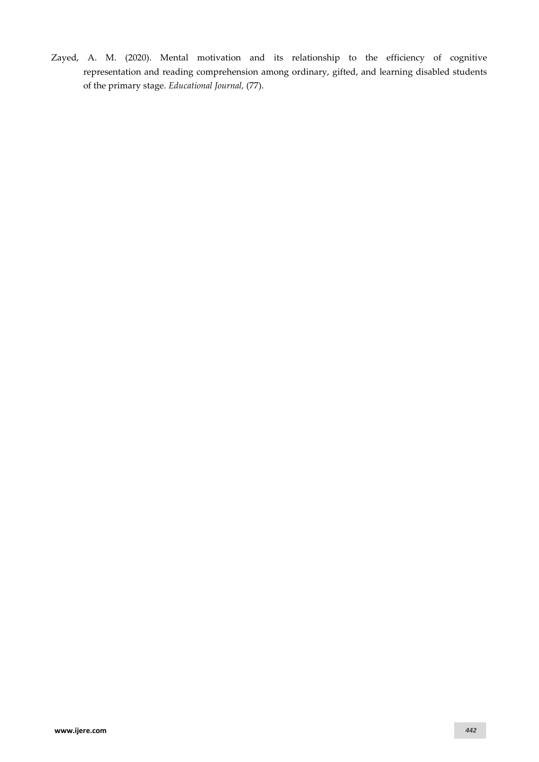Zayed, A. M. (2020). Mental motivation and its relationship to the efficiency of cognitive representation and reading comprehension among ordinary, gifted, and learning disabled students of the primary stage. *Educational Journal,* (77).